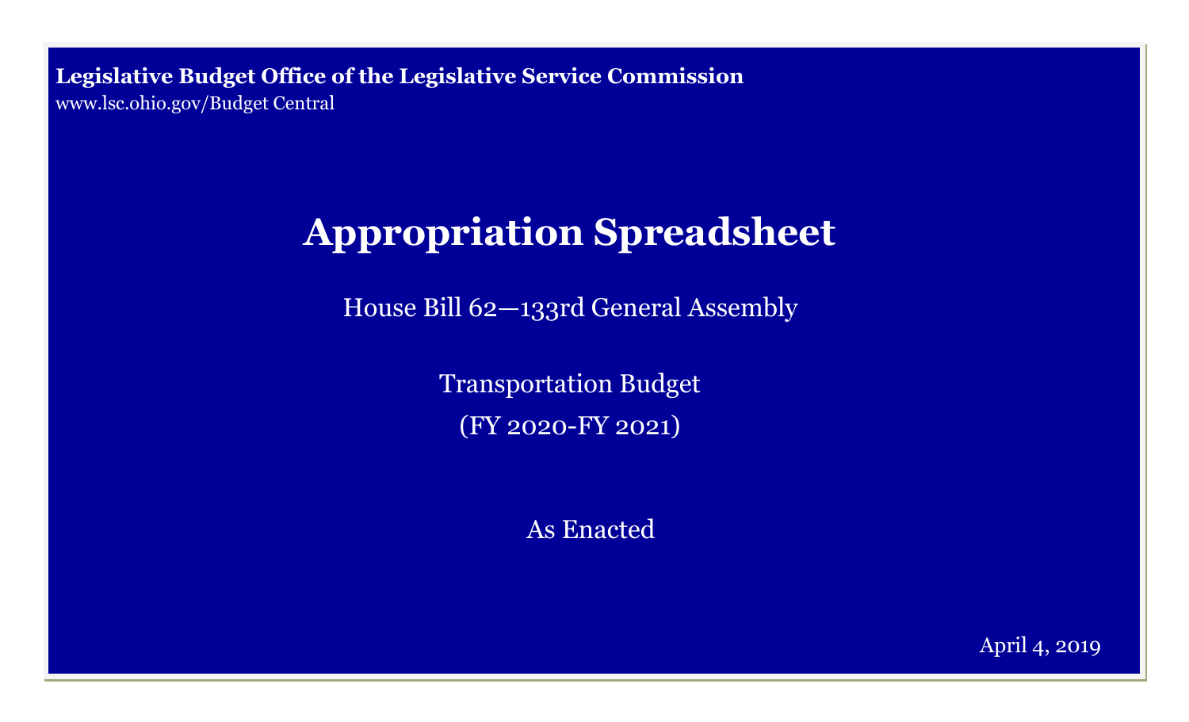**Legislative Budget Office of the Legislative Service Commission**
www.lsc.ohio.gov/Budget Central

# Appropriation Spreadsheet

House Bill 62—133rd General Assembly

Transportation Budget

(FY 2020-FY 2021)

As Enacted

April 4, 2019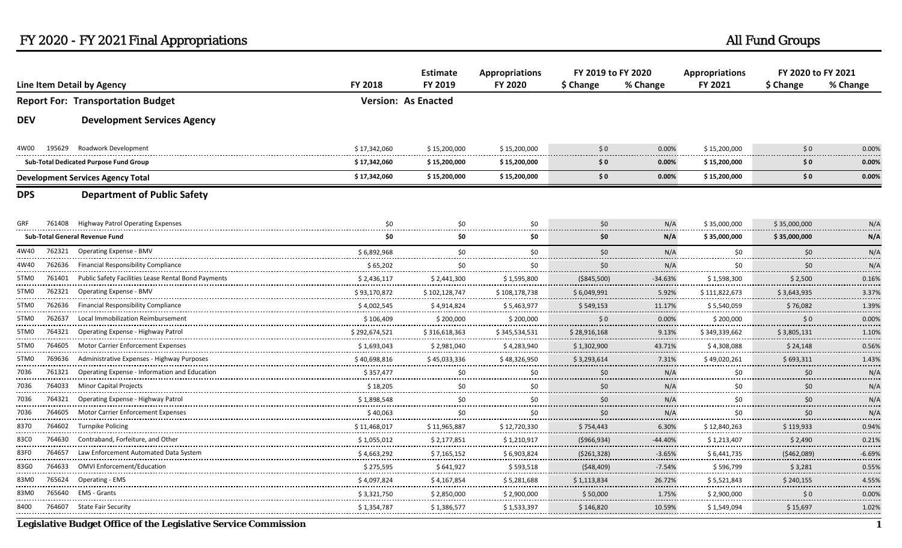# FY 2020 - FY 2021 Final Appropriations

All Fund Groups

**Report For: Transportation Budget** — **Version: As Enacted**

| Line Item Detail by Agency | | | FY 2018 | Estimate FY 2019 | Appropriations FY 2020 | FY 2019 to FY 2020 $ Change | FY 2019 to FY 2020 % Change | Appropriations FY 2021 | FY 2020 to FY 2021 $ Change | FY 2020 to FY 2021 % Change |
|---|---|---|---|---|---|---|---|---|---|---|
| **DEV** | | **Development Services Agency** | | | | | | | | |
| 4W00 | 195629 | Roadwork Development | $ 17,342,060 | $ 15,200,000 | $ 15,200,000 | $ 0 | 0.00% | $ 15,200,000 | $ 0 | 0.00% |
| **Sub-Total Dedicated Purpose Fund Group** | | | **$ 17,342,060** | **$ 15,200,000** | **$ 15,200,000** | **$ 0** | **0.00%** | **$ 15,200,000** | **$ 0** | **0.00%** |
| **Development Services Agency Total** | | | **$ 17,342,060** | **$ 15,200,000** | **$ 15,200,000** | **$ 0** | **0.00%** | **$ 15,200,000** | **$ 0** | **0.00%** |
| **DPS** | | **Department of Public Safety** | | | | | | | | |
| GRF | 761408 | Highway Patrol Operating Expenses | $0 | $0 | $0 | $0 | N/A | $ 35,000,000 | $ 35,000,000 | N/A |
| **Sub-Total General Revenue Fund** | | | **$0** | **$0** | **$0** | **$0** | **N/A** | **$ 35,000,000** | **$ 35,000,000** | **N/A** |
| 4W40 | 762321 | Operating Expense - BMV | $ 6,892,968 | $0 | $0 | $0 | N/A | $0 | $0 | N/A |
| 4W40 | 762636 | Financial Responsibility Compliance | $ 65,202 | $0 | $0 | $0 | N/A | $0 | $0 | N/A |
| 5TM0 | 761401 | Public Safety Facilities Lease Rental Bond Payments | $ 2,436,117 | $ 2,441,300 | $ 1,595,800 | ($845,500) | -34.63% | $ 1,598,300 | $ 2,500 | 0.16% |
| 5TM0 | 762321 | Operating Expense - BMV | $ 93,170,872 | $ 102,128,747 | $ 108,178,738 | $ 6,049,991 | 5.92% | $ 111,822,673 | $ 3,643,935 | 3.37% |
| 5TM0 | 762636 | Financial Responsibility Compliance | $ 4,002,545 | $ 4,914,824 | $ 5,463,977 | $ 549,153 | 11.17% | $ 5,540,059 | $ 76,082 | 1.39% |
| 5TM0 | 762637 | Local Immobilization Reimbursement | $ 106,409 | $ 200,000 | $ 200,000 | $ 0 | 0.00% | $ 200,000 | $ 0 | 0.00% |
| 5TM0 | 764321 | Operating Expense - Highway Patrol | $ 292,674,521 | $ 316,618,363 | $ 345,534,531 | $ 28,916,168 | 9.13% | $ 349,339,662 | $ 3,805,131 | 1.10% |
| 5TM0 | 764605 | Motor Carrier Enforcement Expenses | $ 1,693,043 | $ 2,981,040 | $ 4,283,940 | $ 1,302,900 | 43.71% | $ 4,308,088 | $ 24,148 | 0.56% |
| 5TM0 | 769636 | Administrative Expenses - Highway Purposes | $ 40,698,816 | $ 45,033,336 | $ 48,326,950 | $ 3,293,614 | 7.31% | $ 49,020,261 | $ 693,311 | 1.43% |
| 7036 | 761321 | Operating Expense - Information and Education | $ 357,477 | $0 | $0 | $0 | N/A | $0 | $0 | N/A |
| 7036 | 764033 | Minor Capital Projects | $ 18,205 | $0 | $0 | $0 | N/A | $0 | $0 | N/A |
| 7036 | 764321 | Operating Expense - Highway Patrol | $ 1,898,548 | $0 | $0 | $0 | N/A | $0 | $0 | N/A |
| 7036 | 764605 | Motor Carrier Enforcement Expenses | $ 40,063 | $0 | $0 | $0 | N/A | $0 | $0 | N/A |
| 8370 | 764602 | Turnpike Policing | $ 11,468,017 | $ 11,965,887 | $ 12,720,330 | $ 754,443 | 6.30% | $ 12,840,263 | $ 119,933 | 0.94% |
| 83C0 | 764630 | Contraband, Forfeiture, and Other | $ 1,055,012 | $ 2,177,851 | $ 1,210,917 | ($966,934) | -44.40% | $ 1,213,407 | $ 2,490 | 0.21% |
| 83F0 | 764657 | Law Enforcement Automated Data System | $ 4,663,292 | $ 7,165,152 | $ 6,903,824 | ($261,328) | -3.65% | $ 6,441,735 | ($462,089) | -6.69% |
| 83G0 | 764633 | OMVI Enforcement/Education | $ 275,595 | $ 641,927 | $ 593,518 | ($48,409) | -7.54% | $ 596,799 | $ 3,281 | 0.55% |
| 83M0 | 765624 | Operating - EMS | $ 4,097,824 | $ 4,167,854 | $ 5,281,688 | $ 1,113,834 | 26.72% | $ 5,521,843 | $ 240,155 | 4.55% |
| 83M0 | 765640 | EMS - Grants | $ 3,321,750 | $ 2,850,000 | $ 2,900,000 | $ 50,000 | 1.75% | $ 2,900,000 | $ 0 | 0.00% |
| 8400 | 764607 | State Fair Security | $ 1,354,787 | $ 1,386,577 | $ 1,533,397 | $ 146,820 | 10.59% | $ 1,549,094 | $ 15,697 | 1.02% |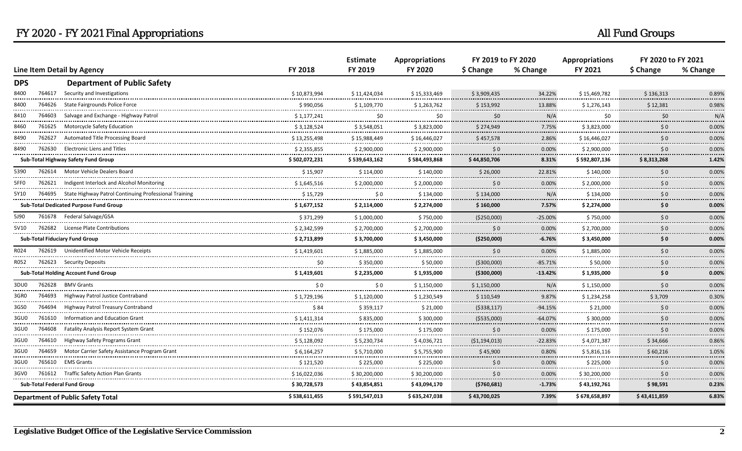# FY 2020 - FY 2021 Final Appropriations

All Fund Groups

| Line Item Detail by Agency | | | FY 2018 | Estimate FY 2019 | Appropriations FY 2020 | FY 2019 to FY 2020 $ Change | FY 2019 to FY 2020 % Change | Appropriations FY 2021 | FY 2020 to FY 2021 $ Change | FY 2020 to FY 2021 % Change |
|---|---|---|---|---|---|---|---|---|---|---|
| **DPS** | | **Department of Public Safety** | | | | | | | | |
| 8400 | 764617 | Security and Investigations | $ 10,873,994 | $ 11,424,034 | $ 15,333,469 | $ 3,909,435 | 34.22% | $ 15,469,782 | $ 136,313 | 0.89% |
| 8400 | 764626 | State Fairgrounds Police Force | $ 990,056 | $ 1,109,770 | $ 1,263,762 | $ 153,992 | 13.88% | $ 1,276,143 | $ 12,381 | 0.98% |
| 8410 | 764603 | Salvage and Exchange - Highway Patrol | $ 1,177,241 | $0 | $0 | $0 | N/A | $0 | $0 | N/A |
| 8460 | 761625 | Motorcycle Safety Education | $ 3,128,524 | $ 3,548,051 | $ 3,823,000 | $ 274,949 | 7.75% | $ 3,823,000 | $ 0 | 0.00% |
| 8490 | 762627 | Automated Title Processing Board | $ 13,255,498 | $ 15,988,449 | $ 16,446,027 | $ 457,578 | 2.86% | $ 16,446,027 | $ 0 | 0.00% |
| 8490 | 762630 | Electronic Liens and Titles | $ 2,355,855 | $ 2,900,000 | $ 2,900,000 | $ 0 | 0.00% | $ 2,900,000 | $ 0 | 0.00% |
| **Sub-Total Highway Safety Fund Group** | | | **$ 502,072,231** | **$ 539,643,162** | **$ 584,493,868** | **$ 44,850,706** | **8.31%** | **$ 592,807,136** | **$ 8,313,268** | **1.42%** |
| 5390 | 762614 | Motor Vehicle Dealers Board | $ 15,907 | $ 114,000 | $ 140,000 | $ 26,000 | 22.81% | $ 140,000 | $ 0 | 0.00% |
| 5FF0 | 762621 | Indigent Interlock and Alcohol Monitoring | $ 1,645,516 | $ 2,000,000 | $ 2,000,000 | $ 0 | 0.00% | $ 2,000,000 | $ 0 | 0.00% |
| 5Y10 | 764695 | State Highway Patrol Continuing Professional Training | $ 15,729 | $ 0 | $ 134,000 | $ 134,000 | N/A | $ 134,000 | $ 0 | 0.00% |
| **Sub-Total Dedicated Purpose Fund Group** | | | **$ 1,677,152** | **$ 2,114,000** | **$ 2,274,000** | **$ 160,000** | **7.57%** | **$ 2,274,000** | **$ 0** | **0.00%** |
| 5J90 | 761678 | Federal Salvage/GSA | $ 371,299 | $ 1,000,000 | $ 750,000 | ($250,000) | -25.00% | $ 750,000 | $ 0 | 0.00% |
| 5V10 | 762682 | License Plate Contributions | $ 2,342,599 | $ 2,700,000 | $ 2,700,000 | $ 0 | 0.00% | $ 2,700,000 | $ 0 | 0.00% |
| **Sub-Total Fiduciary Fund Group** | | | **$ 2,713,899** | **$ 3,700,000** | **$ 3,450,000** | **($250,000)** | **-6.76%** | **$ 3,450,000** | **$ 0** | **0.00%** |
| R024 | 762619 | Unidentified Motor Vehicle Receipts | $ 1,419,601 | $ 1,885,000 | $ 1,885,000 | $ 0 | 0.00% | $ 1,885,000 | $ 0 | 0.00% |
| R052 | 762623 | Security Deposits | $0 | $ 350,000 | $ 50,000 | ($300,000) | -85.71% | $ 50,000 | $ 0 | 0.00% |
| **Sub-Total Holding Account Fund Group** | | | **$ 1,419,601** | **$ 2,235,000** | **$ 1,935,000** | **($300,000)** | **-13.42%** | **$ 1,935,000** | **$ 0** | **0.00%** |
| 3DU0 | 762628 | BMV Grants | $ 0 | $ 0 | $ 1,150,000 | $ 1,150,000 | N/A | $ 1,150,000 | $ 0 | 0.00% |
| 3GR0 | 764693 | Highway Patrol Justice Contraband | $ 1,729,196 | $ 1,120,000 | $ 1,230,549 | $ 110,549 | 9.87% | $ 1,234,258 | $ 3,709 | 0.30% |
| 3GS0 | 764694 | Highway Patrol Treasury Contraband | $ 84 | $ 359,117 | $ 21,000 | ($338,117) | -94.15% | $ 21,000 | $ 0 | 0.00% |
| 3GU0 | 761610 | Information and Education Grant | $ 1,411,314 | $ 835,000 | $ 300,000 | ($535,000) | -64.07% | $ 300,000 | $ 0 | 0.00% |
| 3GU0 | 764608 | Fatality Analysis Report System Grant | $ 152,076 | $ 175,000 | $ 175,000 | $ 0 | 0.00% | $ 175,000 | $ 0 | 0.00% |
| 3GU0 | 764610 | Highway Safety Programs Grant | $ 5,128,092 | $ 5,230,734 | $ 4,036,721 | ($1,194,013) | -22.83% | $ 4,071,387 | $ 34,666 | 0.86% |
| 3GU0 | 764659 | Motor Carrier Safety Assistance Program Grant | $ 6,164,257 | $ 5,710,000 | $ 5,755,900 | $ 45,900 | 0.80% | $ 5,816,116 | $ 60,216 | 1.05% |
| 3GU0 | 765610 | EMS Grants | $ 121,520 | $ 225,000 | $ 225,000 | $ 0 | 0.00% | $ 225,000 | $ 0 | 0.00% |
| 3GV0 | 761612 | Traffic Safety Action Plan Grants | $ 16,022,036 | $ 30,200,000 | $ 30,200,000 | $ 0 | 0.00% | $ 30,200,000 | $ 0 | 0.00% |
| **Sub-Total Federal Fund Group** | | | **$ 30,728,573** | **$ 43,854,851** | **$ 43,094,170** | **($760,681)** | **-1.73%** | **$ 43,192,761** | **$ 98,591** | **0.23%** |
| **Department of Public Safety Total** | | | **$ 538,611,455** | **$ 591,547,013** | **$ 635,247,038** | **$ 43,700,025** | **7.39%** | **$ 678,658,897** | **$ 43,411,859** | **6.83%** |

**Legislative Budget Office of the Legislative Service Commission**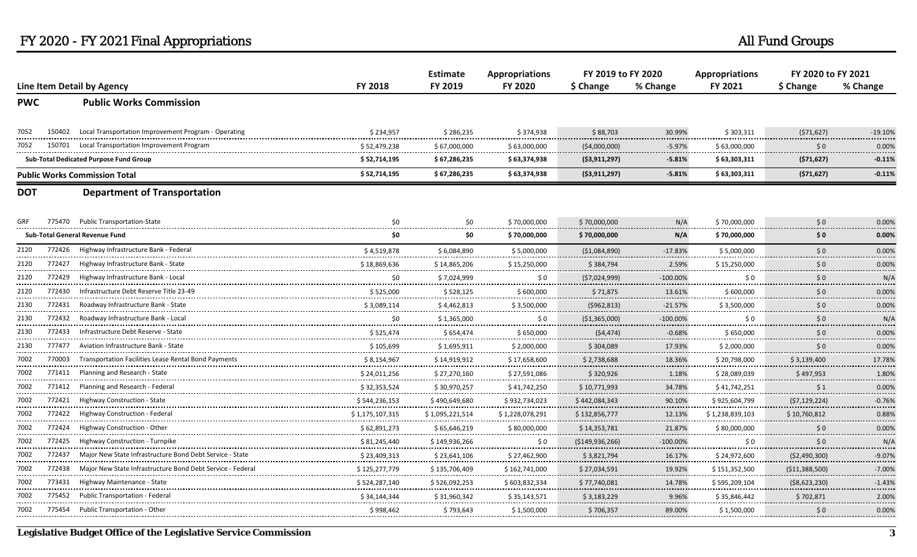# FY 2020 - FY 2021 Final Appropriations

All Fund Groups

| Line Item Detail by Agency | | | FY 2018 | Estimate FY 2019 | Appropriations FY 2020 | FY 2019 to FY 2020 $ Change | FY 2019 to FY 2020 % Change | Appropriations FY 2021 | FY 2020 to FY 2021 $ Change | FY 2020 to FY 2021 % Change |
|---|---|---|---|---|---|---|---|---|---|---|
| **PWC** | | **Public Works Commission** | | | | | | | | |
| 7052 | 150402 | Local Transportation Improvement Program - Operating | $ 234,957 | $ 286,235 | $ 374,938 | $ 88,703 | 30.99% | $ 303,311 | ($71,627) | -19.10% |
| 7052 | 150701 | Local Transportation Improvement Program | $ 52,479,238 | $ 67,000,000 | $ 63,000,000 | ($4,000,000) | -5.97% | $ 63,000,000 | $ 0 | 0.00% |
| **Sub-Total Dedicated Purpose Fund Group** | | | **$ 52,714,195** | **$ 67,286,235** | **$ 63,374,938** | **($3,911,297)** | **-5.81%** | **$ 63,303,311** | **($71,627)** | **-0.11%** |
| **Public Works Commission Total** | | | **$ 52,714,195** | **$ 67,286,235** | **$ 63,374,938** | **($3,911,297)** | **-5.81%** | **$ 63,303,311** | **($71,627)** | **-0.11%** |
| **DOT** | | **Department of Transportation** | | | | | | | | |
| GRF | 775470 | Public Transportation-State | $0 | $0 | $ 70,000,000 | $ 70,000,000 | N/A | $ 70,000,000 | $ 0 | 0.00% |
| **Sub-Total General Revenue Fund** | | | **$0** | **$0** | **$ 70,000,000** | **$ 70,000,000** | **N/A** | **$ 70,000,000** | **$ 0** | **0.00%** |
| 2120 | 772426 | Highway Infrastructure Bank - Federal | $ 4,519,878 | $ 6,084,890 | $ 5,000,000 | ($1,084,890) | -17.83% | $ 5,000,000 | $ 0 | 0.00% |
| 2120 | 772427 | Highway Infrastructure Bank - State | $ 18,869,636 | $ 14,865,206 | $ 15,250,000 | $ 384,794 | 2.59% | $ 15,250,000 | $ 0 | 0.00% |
| 2120 | 772429 | Highway Infrastructure Bank - Local | $0 | $ 7,024,999 | $ 0 | ($7,024,999) | -100.00% | $ 0 | $ 0 | N/A |
| 2120 | 772430 | Infrastructure Debt Reserve Title 23-49 | $ 525,000 | $ 528,125 | $ 600,000 | $ 71,875 | 13.61% | $ 600,000 | $ 0 | 0.00% |
| 2130 | 772431 | Roadway Infrastructure Bank - State | $ 3,089,114 | $ 4,462,813 | $ 3,500,000 | ($962,813) | -21.57% | $ 3,500,000 | $ 0 | 0.00% |
| 2130 | 772432 | Roadway Infrastructure Bank - Local | $0 | $ 1,365,000 | $ 0 | ($1,365,000) | -100.00% | $ 0 | $ 0 | N/A |
| 2130 | 772433 | Infrastructure Debt Reserve - State | $ 525,474 | $ 654,474 | $ 650,000 | ($4,474) | -0.68% | $ 650,000 | $ 0 | 0.00% |
| 2130 | 777477 | Aviation Infrastructure Bank - State | $ 105,699 | $ 1,695,911 | $ 2,000,000 | $ 304,089 | 17.93% | $ 2,000,000 | $ 0 | 0.00% |
| 7002 | 770003 | Transportation Facilities Lease Rental Bond Payments | $ 8,154,967 | $ 14,919,912 | $ 17,658,600 | $ 2,738,688 | 18.36% | $ 20,798,000 | $ 3,139,400 | 17.78% |
| 7002 | 771411 | Planning and Research - State | $ 24,011,256 | $ 27,270,160 | $ 27,591,086 | $ 320,926 | 1.18% | $ 28,089,039 | $ 497,953 | 1.80% |
| 7002 | 771412 | Planning and Research - Federal | $ 32,353,524 | $ 30,970,257 | $ 41,742,250 | $ 10,771,993 | 34.78% | $ 41,742,251 | $ 1 | 0.00% |
| 7002 | 772421 | Highway Construction - State | $ 544,236,153 | $ 490,649,680 | $ 932,734,023 | $ 442,084,343 | 90.10% | $ 925,604,799 | ($7,129,224) | -0.76% |
| 7002 | 772422 | Highway Construction - Federal | $ 1,175,107,315 | $ 1,095,221,514 | $ 1,228,078,291 | $ 132,856,777 | 12.13% | $ 1,238,839,103 | $ 10,760,812 | 0.88% |
| 7002 | 772424 | Highway Construction - Other | $ 62,891,273 | $ 65,646,219 | $ 80,000,000 | $ 14,353,781 | 21.87% | $ 80,000,000 | $ 0 | 0.00% |
| 7002 | 772425 | Highway Construction - Turnpike | $ 81,245,440 | $ 149,936,266 | $ 0 | ($149,936,266) | -100.00% | $ 0 | $ 0 | N/A |
| 7002 | 772437 | Major New State Infrastructure Bond Debt Service - State | $ 23,409,313 | $ 23,641,106 | $ 27,462,900 | $ 3,821,794 | 16.17% | $ 24,972,600 | ($2,490,300) | -9.07% |
| 7002 | 772438 | Major New State Infrastructure Bond Debt Service - Federal | $ 125,277,779 | $ 135,706,409 | $ 162,741,000 | $ 27,034,591 | 19.92% | $ 151,352,500 | ($11,388,500) | -7.00% |
| 7002 | 773431 | Highway Maintenance - State | $ 524,287,140 | $ 526,092,253 | $ 603,832,334 | $ 77,740,081 | 14.78% | $ 595,209,104 | ($8,623,230) | -1.43% |
| 7002 | 775452 | Public Transportation - Federal | $ 34,144,344 | $ 31,960,342 | $ 35,143,571 | $ 3,183,229 | 9.96% | $ 35,846,442 | $ 702,871 | 2.00% |
| 7002 | 775454 | Public Transportation - Other | $ 998,462 | $ 793,643 | $ 1,500,000 | $ 706,357 | 89.00% | $ 1,500,000 | $ 0 | 0.00% |

**Legislative Budget Office of the Legislative Service Commission**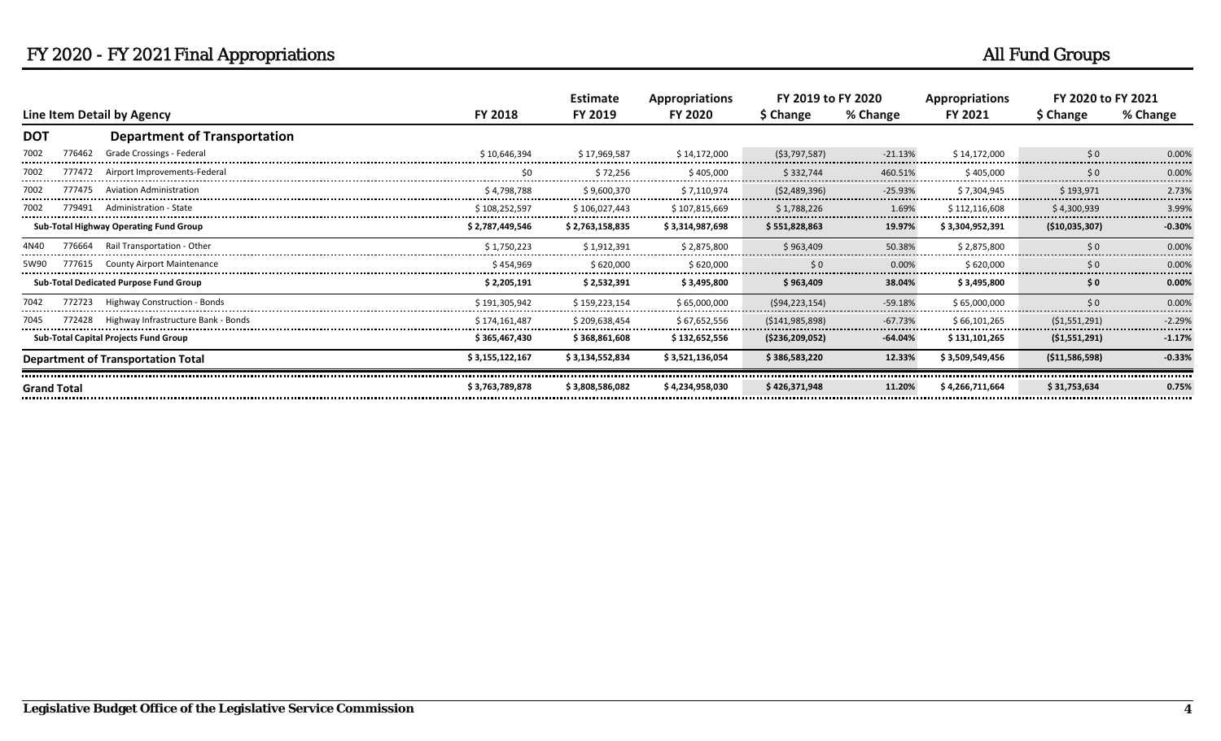# FY 2020 - FY 2021 Final Appropriations

## All Fund Groups

| Line Item Detail by Agency | | | FY 2018 | Estimate FY 2019 | Appropriations FY 2020 | FY 2019 to FY 2020 $ Change | FY 2019 to FY 2020 % Change | Appropriations FY 2021 | FY 2020 to FY 2021 $ Change | FY 2020 to FY 2021 % Change |
|---|---|---|---|---|---|---|---|---|---|---|
| **DOT** | | **Department of Transportation** | | | | | | | | |
| 7002 | 776462 | Grade Crossings - Federal | $ 10,646,394 | $ 17,969,587 | $ 14,172,000 | ($3,797,587) | -21.13% | $ 14,172,000 | $ 0 | 0.00% |
| 7002 | 777472 | Airport Improvements-Federal | $0 | $ 72,256 | $ 405,000 | $ 332,744 | 460.51% | $ 405,000 | $ 0 | 0.00% |
| 7002 | 777475 | Aviation Administration | $ 4,798,788 | $ 9,600,370 | $ 7,110,974 | ($2,489,396) | -25.93% | $ 7,304,945 | $ 193,971 | 2.73% |
| 7002 | 779491 | Administration - State | $ 108,252,597 | $ 106,027,443 | $ 107,815,669 | $ 1,788,226 | 1.69% | $ 112,116,608 | $ 4,300,939 | 3.99% |
| **Sub-Total Highway Operating Fund Group** | | | **$ 2,787,449,546** | **$ 2,763,158,835** | **$ 3,314,987,698** | **$ 551,828,863** | **19.97%** | **$ 3,304,952,391** | **($10,035,307)** | **-0.30%** |
| 4N40 | 776664 | Rail Transportation - Other | $ 1,750,223 | $ 1,912,391 | $ 2,875,800 | $ 963,409 | 50.38% | $ 2,875,800 | $ 0 | 0.00% |
| 5W90 | 777615 | County Airport Maintenance | $ 454,969 | $ 620,000 | $ 620,000 | $ 0 | 0.00% | $ 620,000 | $ 0 | 0.00% |
| **Sub-Total Dedicated Purpose Fund Group** | | | **$ 2,205,191** | **$ 2,532,391** | **$ 3,495,800** | **$ 963,409** | **38.04%** | **$ 3,495,800** | **$ 0** | **0.00%** |
| 7042 | 772723 | Highway Construction - Bonds | $ 191,305,942 | $ 159,223,154 | $ 65,000,000 | ($94,223,154) | -59.18% | $ 65,000,000 | $ 0 | 0.00% |
| 7045 | 772428 | Highway Infrastructure Bank - Bonds | $ 174,161,487 | $ 209,638,454 | $ 67,652,556 | ($141,985,898) | -67.73% | $ 66,101,265 | ($1,551,291) | -2.29% |
| **Sub-Total Capital Projects Fund Group** | | | **$ 365,467,430** | **$ 368,861,608** | **$ 132,652,556** | **($236,209,052)** | **-64.04%** | **$ 131,101,265** | **($1,551,291)** | **-1.17%** |
| **Department of Transportation Total** | | | **$ 3,155,122,167** | **$ 3,134,552,834** | **$ 3,521,136,054** | **$ 386,583,220** | **12.33%** | **$ 3,509,549,456** | **($11,586,598)** | **-0.33%** |
| **Grand Total** | | | **$ 3,763,789,878** | **$ 3,808,586,082** | **$ 4,234,958,030** | **$ 426,371,948** | **11.20%** | **$ 4,266,711,664** | **$ 31,753,634** | **0.75%** |

**Legislative Budget Office of the Legislative Service Commission**